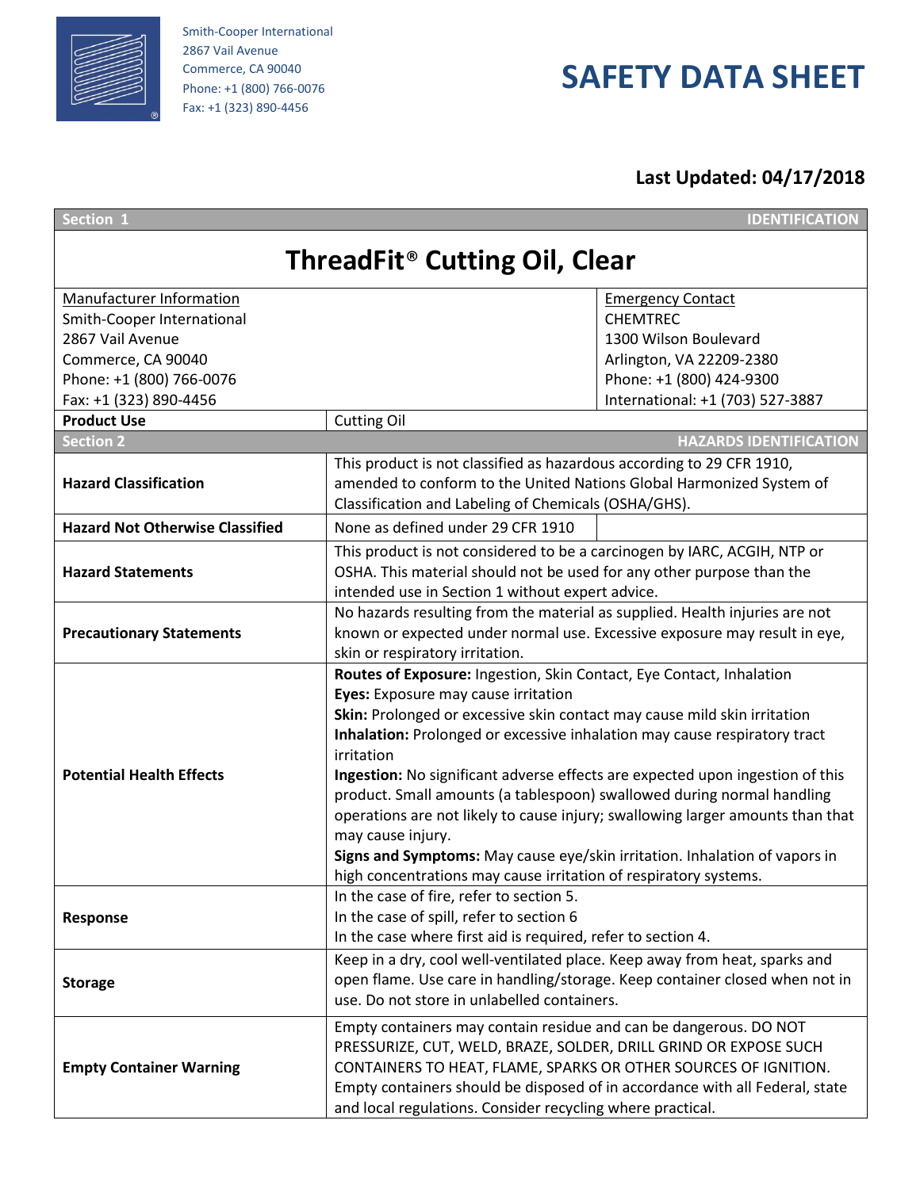Smith-Cooper International
2867 Vail Avenue
Commerce, CA 90040
Phone: +1 (800) 766-0076
Fax: +1 (323) 890-4456

# SAFETY DATA SHEET

**Last Updated: 04/17/2018**

| **Section 1** | | **IDENTIFICATION** |
|---|---|---|
| **ThreadFit® Cutting Oil, Clear** | | |
| Manufacturer Information<br>Smith-Cooper International<br>2867 Vail Avenue<br>Commerce, CA 90040<br>Phone: +1 (800) 766-0076<br>Fax: +1 (323) 890-4456 | | Emergency Contact<br>CHEMTREC<br>1300 Wilson Boulevard<br>Arlington, VA 22209-2380<br>Phone: +1 (800) 424-9300<br>International: +1 (703) 527-3887 |
| **Product Use** | Cutting Oil | |
| **Section 2** | | **HAZARDS IDENTIFICATION** |
| **Hazard Classification** | This product is not classified as hazardous according to 29 CFR 1910, amended to conform to the United Nations Global Harmonized System of Classification and Labeling of Chemicals (OSHA/GHS). | |
| **Hazard Not Otherwise Classified** | None as defined under 29 CFR 1910 | |
| **Hazard Statements** | This product is not considered to be a carcinogen by IARC, ACGIH, NTP or OSHA. This material should not be used for any other purpose than the intended use in Section 1 without expert advice. | |
| **Precautionary Statements** | No hazards resulting from the material as supplied. Health injuries are not known or expected under normal use. Excessive exposure may result in eye, skin or respiratory irritation. | |
| **Potential Health Effects** | **Routes of Exposure:** Ingestion, Skin Contact, Eye Contact, Inhalation<br>**Eyes:** Exposure may cause irritation<br>**Skin:** Prolonged or excessive skin contact may cause mild skin irritation<br>**Inhalation:** Prolonged or excessive inhalation may cause respiratory tract irritation<br>**Ingestion:** No significant adverse effects are expected upon ingestion of this product. Small amounts (a tablespoon) swallowed during normal handling operations are not likely to cause injury; swallowing larger amounts than that may cause injury.<br>**Signs and Symptoms:** May cause eye/skin irritation. Inhalation of vapors in high concentrations may cause irritation of respiratory systems. | |
| **Response** | In the case of fire, refer to section 5.<br>In the case of spill, refer to section 6<br>In the case where first aid is required, refer to section 4. | |
| **Storage** | Keep in a dry, cool well-ventilated place. Keep away from heat, sparks and open flame. Use care in handling/storage. Keep container closed when not in use. Do not store in unlabelled containers. | |
| **Empty Container Warning** | Empty containers may contain residue and can be dangerous. DO NOT PRESSURIZE, CUT, WELD, BRAZE, SOLDER, DRILL GRIND OR EXPOSE SUCH CONTAINERS TO HEAT, FLAME, SPARKS OR OTHER SOURCES OF IGNITION. Empty containers should be disposed of in accordance with all Federal, state and local regulations. Consider recycling where practical. | |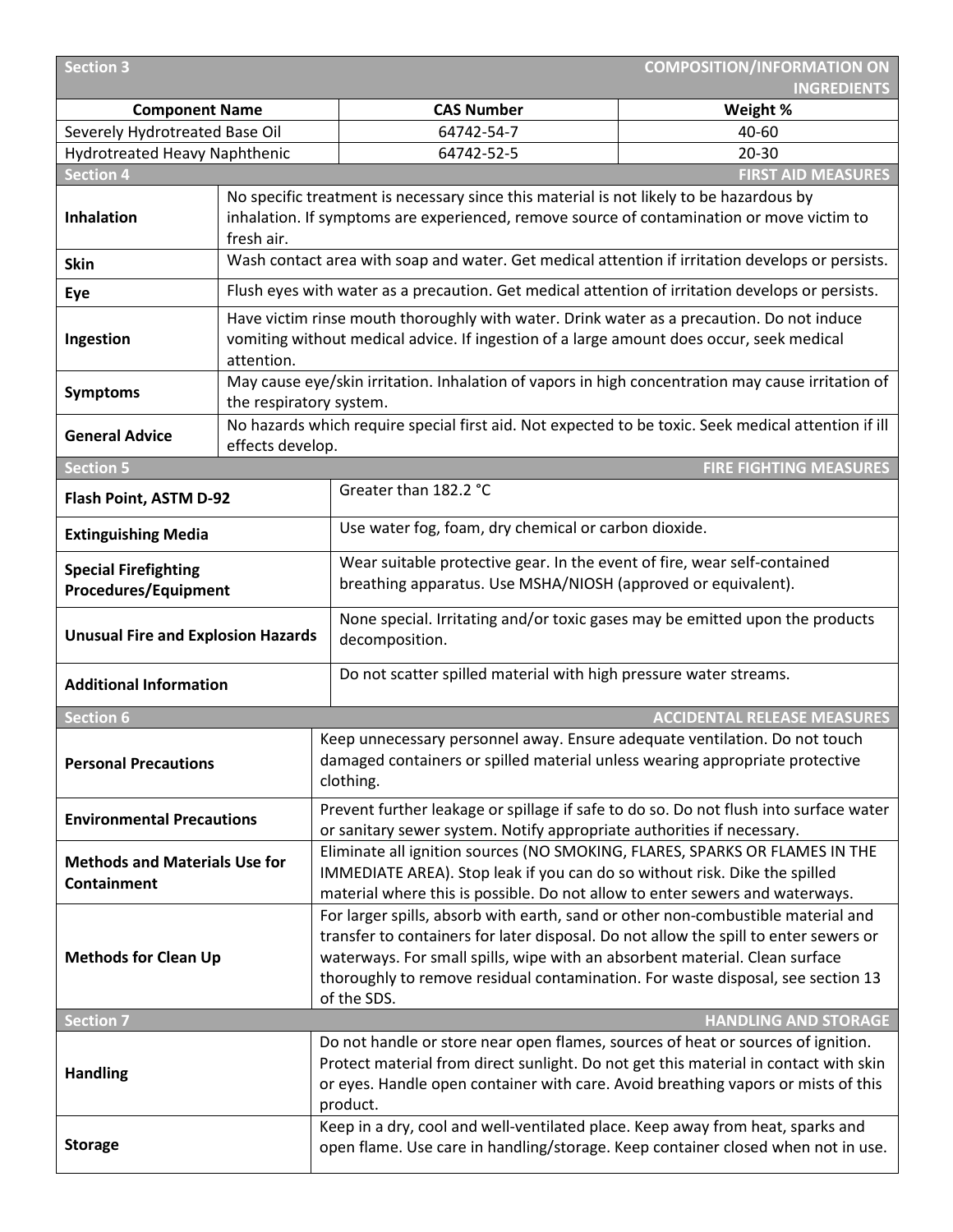## Section 3 — COMPOSITION/INFORMATION ON INGREDIENTS

| Component Name | CAS Number | Weight % |
|---|---|---|
| Severely Hydrotreated Base Oil | 64742-54-7 | 40-60 |
| Hydrotreated Heavy Naphthenic | 64742-52-5 | 20-30 |

## Section 4 — FIRST AID MEASURES

| | |
|---|---|
| **Inhalation** | No specific treatment is necessary since this material is not likely to be hazardous by inhalation. If symptoms are experienced, remove source of contamination or move victim to fresh air. |
| **Skin** | Wash contact area with soap and water. Get medical attention if irritation develops or persists. |
| **Eye** | Flush eyes with water as a precaution. Get medical attention of irritation develops or persists. |
| **Ingestion** | Have victim rinse mouth thoroughly with water. Drink water as a precaution. Do not induce vomiting without medical advice. If ingestion of a large amount does occur, seek medical attention. |
| **Symptoms** | May cause eye/skin irritation. Inhalation of vapors in high concentration may cause irritation of the respiratory system. |
| **General Advice** | No hazards which require special first aid. Not expected to be toxic. Seek medical attention if ill effects develop. |

## Section 5 — FIRE FIGHTING MEASURES

| | |
|---|---|
| **Flash Point, ASTM D-92** | Greater than 182.2 °C |
| **Extinguishing Media** | Use water fog, foam, dry chemical or carbon dioxide. |
| **Special Firefighting Procedures/Equipment** | Wear suitable protective gear. In the event of fire, wear self-contained breathing apparatus. Use MSHA/NIOSH (approved or equivalent). |
| **Unusual Fire and Explosion Hazards** | None special. Irritating and/or toxic gases may be emitted upon the products decomposition. |
| **Additional Information** | Do not scatter spilled material with high pressure water streams. |

## Section 6 — ACCIDENTAL RELEASE MEASURES

| | |
|---|---|
| **Personal Precautions** | Keep unnecessary personnel away. Ensure adequate ventilation. Do not touch damaged containers or spilled material unless wearing appropriate protective clothing. |
| **Environmental Precautions** | Prevent further leakage or spillage if safe to do so. Do not flush into surface water or sanitary sewer system. Notify appropriate authorities if necessary. |
| **Methods and Materials Use for Containment** | Eliminate all ignition sources (NO SMOKING, FLARES, SPARKS OR FLAMES IN THE IMMEDIATE AREA). Stop leak if you can do so without risk. Dike the spilled material where this is possible. Do not allow to enter sewers and waterways. |
| **Methods for Clean Up** | For larger spills, absorb with earth, sand or other non-combustible material and transfer to containers for later disposal. Do not allow the spill to enter sewers or waterways. For small spills, wipe with an absorbent material. Clean surface thoroughly to remove residual contamination. For waste disposal, see section 13 of the SDS. |

## Section 7 — HANDLING AND STORAGE

| | |
|---|---|
| **Handling** | Do not handle or store near open flames, sources of heat or sources of ignition. Protect material from direct sunlight. Do not get this material in contact with skin or eyes. Handle open container with care. Avoid breathing vapors or mists of this product. |
| **Storage** | Keep in a dry, cool and well-ventilated place. Keep away from heat, sparks and open flame. Use care in handling/storage. Keep container closed when not in use. |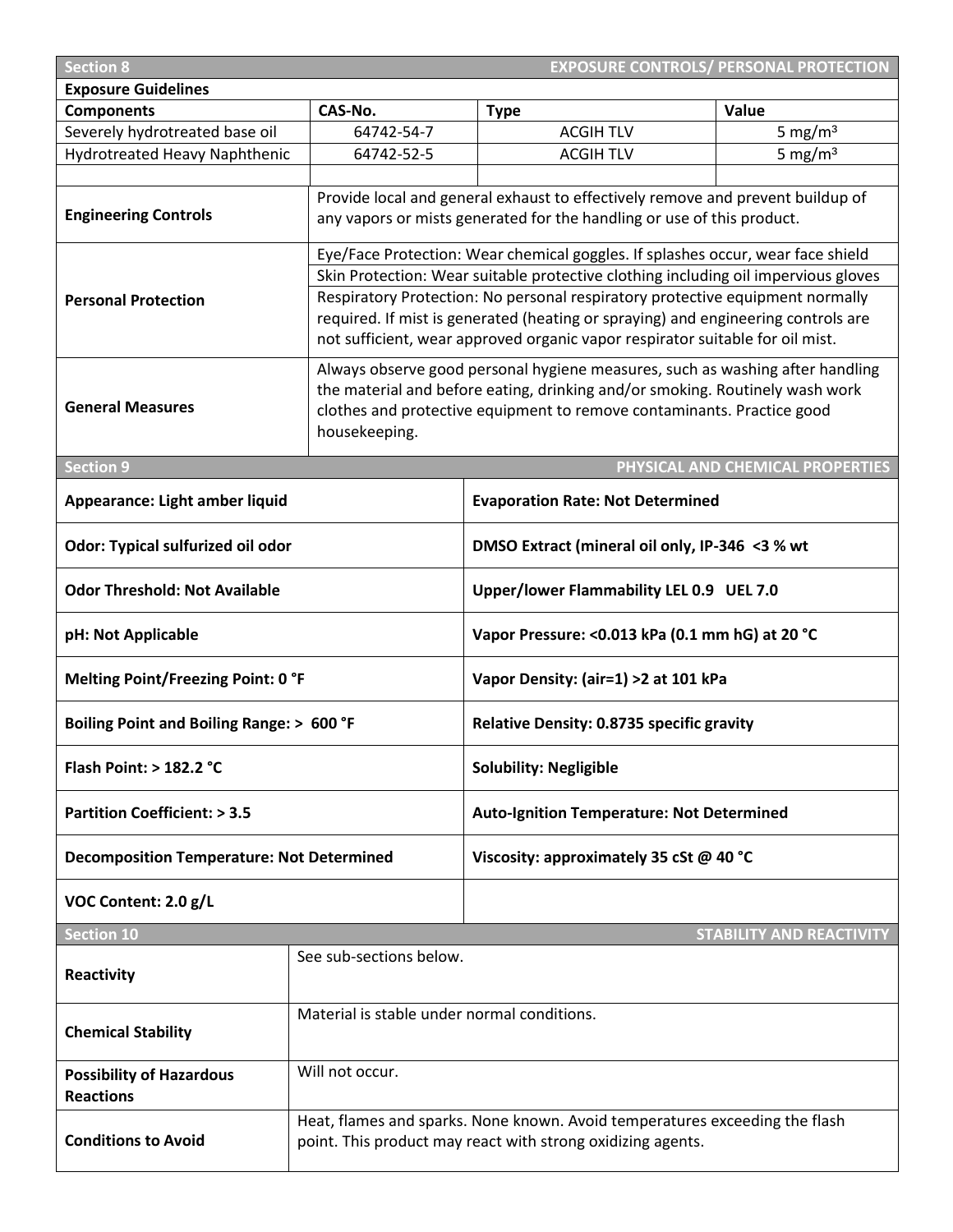## Section 8 — EXPOSURE CONTROLS/ PERSONAL PROTECTION

**Exposure Guidelines**

| Components | CAS-No. | Type | Value |
|---|---|---|---|
| Severely hydrotreated base oil | 64742-54-7 | ACGIH TLV | 5 mg/m$^3$ |
| Hydrotreated Heavy Naphthenic | 64742-52-5 | ACGIH TLV | 5 mg/m$^3$ |

| | |
|---|---|
| **Engineering Controls** | Provide local and general exhaust to effectively remove and prevent buildup of any vapors or mists generated for the handling or use of this product. |
| **Personal Protection** | Eye/Face Protection: Wear chemical goggles. If splashes occur, wear face shield<br>Skin Protection: Wear suitable protective clothing including oil impervious gloves<br>Respiratory Protection: No personal respiratory protective equipment normally required. If mist is generated (heating or spraying) and engineering controls are not sufficient, wear approved organic vapor respirator suitable for oil mist. |
| **General Measures** | Always observe good personal hygiene measures, such as washing after handling the material and before eating, drinking and/or smoking. Routinely wash work clothes and protective equipment to remove contaminants. Practice good housekeeping. |

## Section 9 — PHYSICAL AND CHEMICAL PROPERTIES

| | |
|---|---|
| **Appearance: Light amber liquid** | **Evaporation Rate: Not Determined** |
| **Odor: Typical sulfurized oil odor** | **DMSO Extract (mineral oil only, IP-346 <3 % wt** |
| **Odor Threshold: Not Available** | **Upper/lower Flammability LEL 0.9 UEL 7.0** |
| **pH: Not Applicable** | **Vapor Pressure: <0.013 kPa (0.1 mm hG) at 20 °C** |
| **Melting Point/Freezing Point: 0 °F** | **Vapor Density: (air=1) >2 at 101 kPa** |
| **Boiling Point and Boiling Range: > 600 °F** | **Relative Density: 0.8735 specific gravity** |
| **Flash Point: > 182.2 °C** | **Solubility: Negligible** |
| **Partition Coefficient: > 3.5** | **Auto-Ignition Temperature: Not Determined** |
| **Decomposition Temperature: Not Determined** | **Viscosity: approximately 35 cSt @ 40 °C** |
| **VOC Content: 2.0 g/L** | |

## Section 10 — STABILITY AND REACTIVITY

| | |
|---|---|
| **Reactivity** | See sub-sections below. |
| **Chemical Stability** | Material is stable under normal conditions. |
| **Possibility of Hazardous Reactions** | Will not occur. |
| **Conditions to Avoid** | Heat, flames and sparks. None known. Avoid temperatures exceeding the flash point. This product may react with strong oxidizing agents. |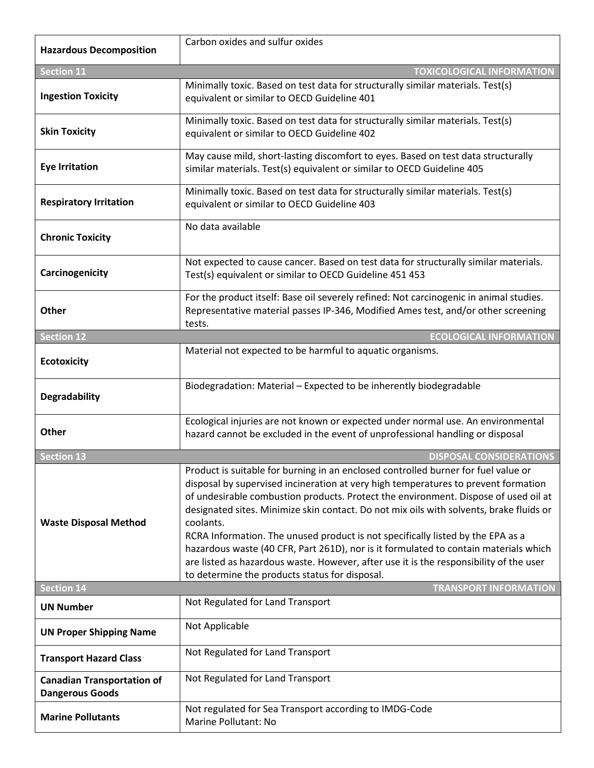| Hazardous Decomposition | Carbon oxides and sulfur oxides |
|---|---|

## Section 11 — TOXICOLOGICAL INFORMATION

| | |
|---|---|
| **Ingestion Toxicity** | Minimally toxic. Based on test data for structurally similar materials. Test(s) equivalent or similar to OECD Guideline 401 |
| **Skin Toxicity** | Minimally toxic. Based on test data for structurally similar materials. Test(s) equivalent or similar to OECD Guideline 402 |
| **Eye Irritation** | May cause mild, short-lasting discomfort to eyes. Based on test data structurally similar materials. Test(s) equivalent or similar to OECD Guideline 405 |
| **Respiratory Irritation** | Minimally toxic. Based on test data for structurally similar materials. Test(s) equivalent or similar to OECD Guideline 403 |
| **Chronic Toxicity** | No data available |
| **Carcinogenicity** | Not expected to cause cancer. Based on test data for structurally similar materials. Test(s) equivalent or similar to OECD Guideline 451 453 |
| **Other** | For the product itself: Base oil severely refined: Not carcinogenic in animal studies. Representative material passes IP-346, Modified Ames test, and/or other screening tests. |

## Section 12 — ECOLOGICAL INFORMATION

| | |
|---|---|
| **Ecotoxicity** | Material not expected to be harmful to aquatic organisms. |
| **Degradability** | Biodegradation: Material – Expected to be inherently biodegradable |
| **Other** | Ecological injuries are not known or expected under normal use. An environmental hazard cannot be excluded in the event of unprofessional handling or disposal |

## Section 13 — DISPOSAL CONSIDERATIONS

| | |
|---|---|
| **Waste Disposal Method** | Product is suitable for burning in an enclosed controlled burner for fuel value or disposal by supervised incineration at very high temperatures to prevent formation of undesirable combustion products. Protect the environment. Dispose of used oil at designated sites. Minimize skin contact. Do not mix oils with solvents, brake fluids or coolants.<br>RCRA Information. The unused product is not specifically listed by the EPA as a hazardous waste (40 CFR, Part 261D), nor is it formulated to contain materials which are listed as hazardous waste. However, after use it is the responsibility of the user to determine the products status for disposal. |

## Section 14 — TRANSPORT INFORMATION

| | |
|---|---|
| **UN Number** | Not Regulated for Land Transport |
| **UN Proper Shipping Name** | Not Applicable |
| **Transport Hazard Class** | Not Regulated for Land Transport |
| **Canadian Transportation of Dangerous Goods** | Not Regulated for Land Transport |
| **Marine Pollutants** | Not regulated for Sea Transport according to IMDG-Code<br>Marine Pollutant: No |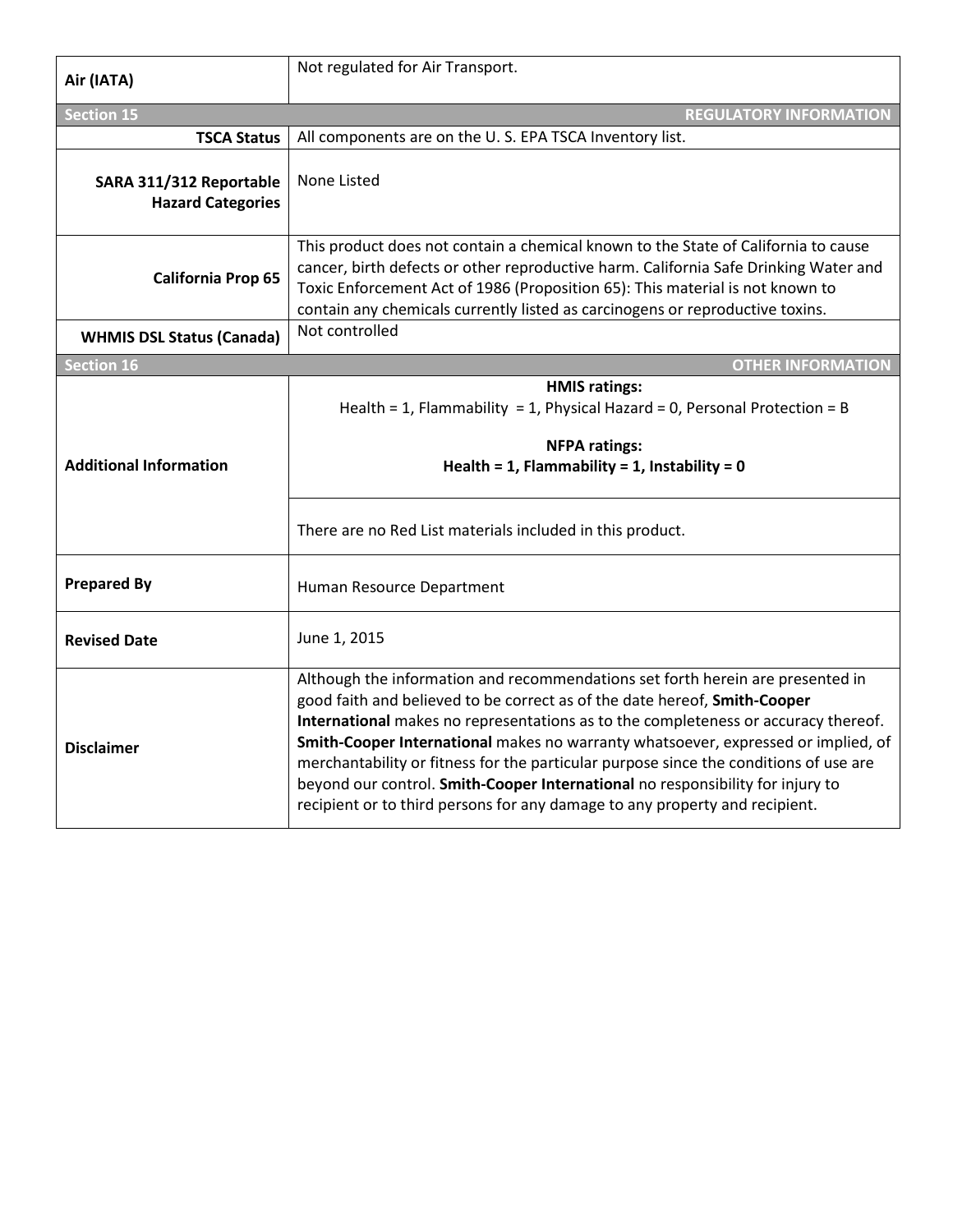| | |
|---|---|
| **Air (IATA)** | Not regulated for Air Transport. |

## Section 15 REGULATORY INFORMATION

| | |
|---|---|
| **TSCA Status** | All components are on the U. S. EPA TSCA Inventory list. |
| **SARA 311/312 Reportable Hazard Categories** | None Listed |
| **California Prop 65** | This product does not contain a chemical known to the State of California to cause cancer, birth defects or other reproductive harm. California Safe Drinking Water and Toxic Enforcement Act of 1986 (Proposition 65): This material is not known to contain any chemicals currently listed as carcinogens or reproductive toxins. |
| **WHMIS DSL Status (Canada)** | Not controlled |

## Section 16 OTHER INFORMATION

| | |
|---|---|
| **Additional Information** | **HMIS ratings:**<br>Health = 1, Flammability = 1, Physical Hazard = 0, Personal Protection = B<br><br>**NFPA ratings:**<br>**Health = 1, Flammability = 1, Instability = 0** |
| | There are no Red List materials included in this product. |
| **Prepared By** | Human Resource Department |
| **Revised Date** | June 1, 2015 |
| **Disclaimer** | Although the information and recommendations set forth herein are presented in good faith and believed to be correct as of the date hereof, **Smith-Cooper International** makes no representations as to the completeness or accuracy thereof. **Smith-Cooper International** makes no warranty whatsoever, expressed or implied, of merchantability or fitness for the particular purpose since the conditions of use are beyond our control. **Smith-Cooper International** no responsibility for injury to recipient or to third persons for any damage to any property and recipient. |